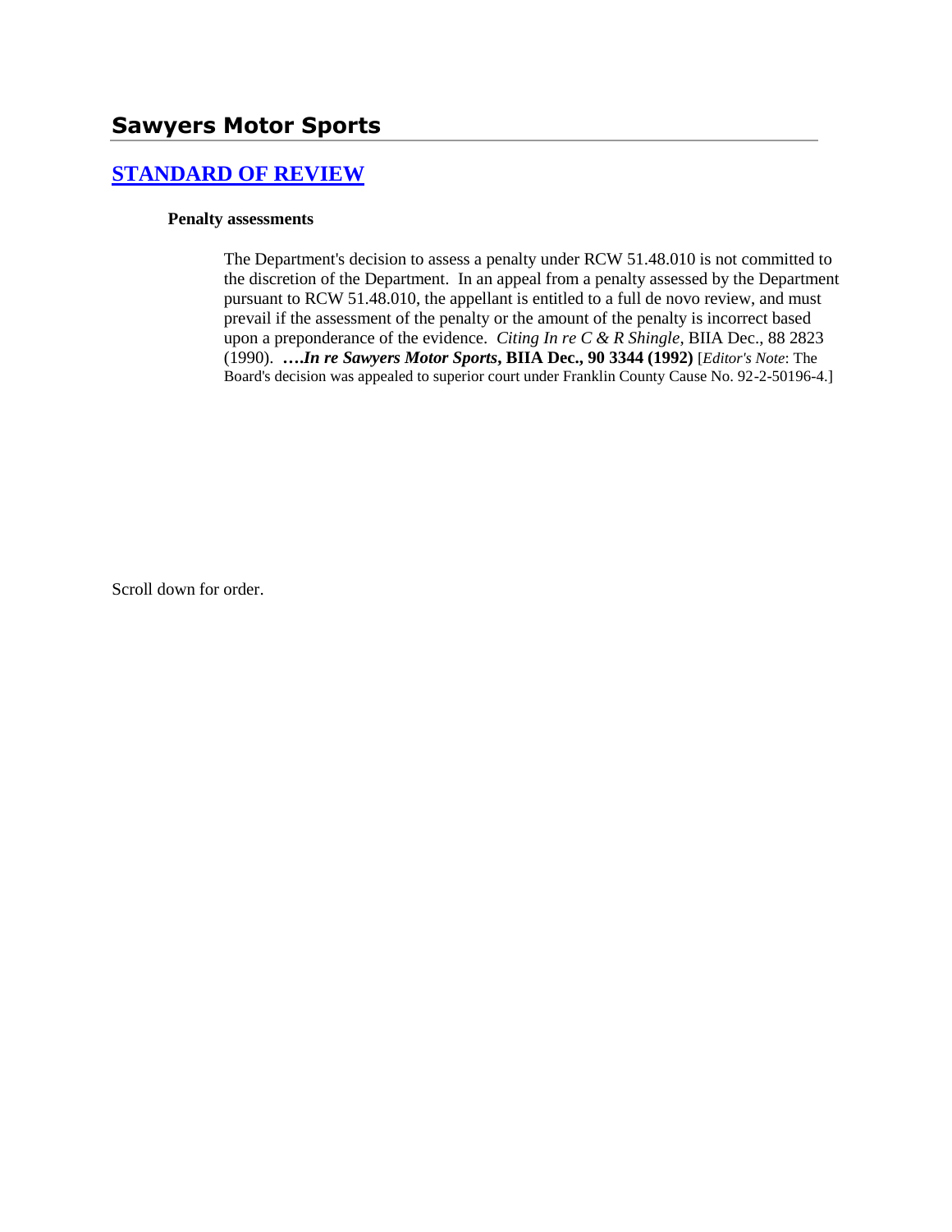# Sawyers Motor Sports

## [STANDARD OF REVIEW]

**Penalty assessments**

> The Department's decision to assess a penalty under RCW 51.48.010 is not committed to the discretion of the Department. In an appeal from a penalty assessed by the Department pursuant to RCW 51.48.010, the appellant is entitled to a full de novo review, and must prevail if the assessment of the penalty or the amount of the penalty is incorrect based upon a preponderance of the evidence. *Citing In re C & R Shingle*, BIIA Dec., 88 2823 (1990). **….*In re Sawyers Motor Sports*, BIIA Dec., 90 3344 (1992)** [*Editor's Note*: The Board's decision was appealed to superior court under Franklin County Cause No. 92-2-50196-4.]

Scroll down for order.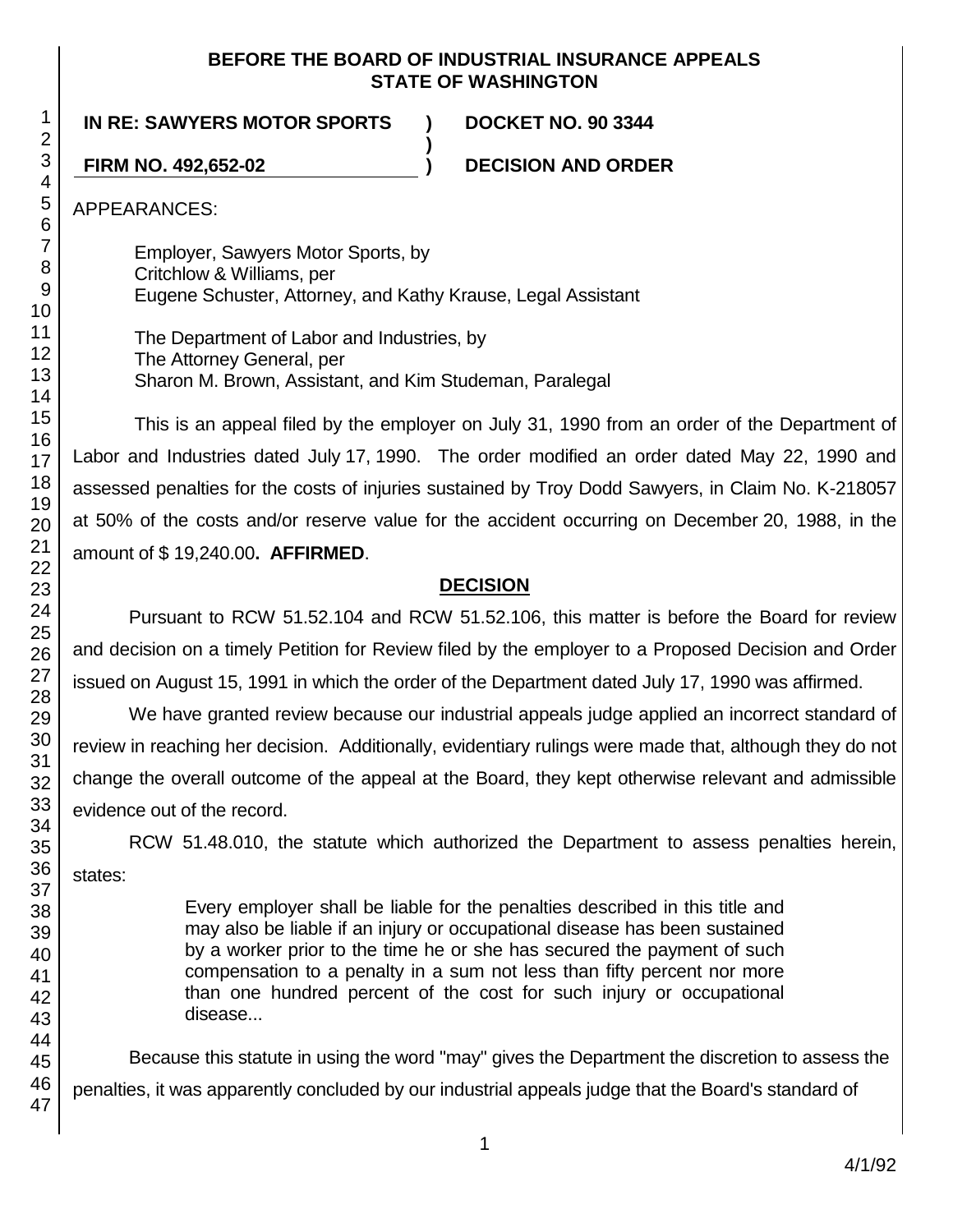**BEFORE THE BOARD OF INDUSTRIAL INSURANCE APPEALS**
**STATE OF WASHINGTON**

**IN RE: SAWYERS MOTOR SPORTS** ) **DOCKET NO. 90 3344**
)
**FIRM NO. 492,652-02** ) **DECISION AND ORDER**

APPEARANCES:

Employer, Sawyers Motor Sports, by
Critchlow & Williams, per
Eugene Schuster, Attorney, and Kathy Krause, Legal Assistant

The Department of Labor and Industries, by
The Attorney General, per
Sharon M. Brown, Assistant, and Kim Studeman, Paralegal

This is an appeal filed by the employer on July 31, 1990 from an order of the Department of Labor and Industries dated July 17, 1990. The order modified an order dated May 22, 1990 and assessed penalties for the costs of injuries sustained by Troy Dodd Sawyers, in Claim No. K-218057 at 50% of the costs and/or reserve value for the accident occurring on December 20, 1988, in the amount of $ 19,240.00**. AFFIRMED**.

## DECISION

Pursuant to RCW 51.52.104 and RCW 51.52.106, this matter is before the Board for review and decision on a timely Petition for Review filed by the employer to a Proposed Decision and Order issued on August 15, 1991 in which the order of the Department dated July 17, 1990 was affirmed.

We have granted review because our industrial appeals judge applied an incorrect standard of review in reaching her decision. Additionally, evidentiary rulings were made that, although they do not change the overall outcome of the appeal at the Board, they kept otherwise relevant and admissible evidence out of the record.

RCW 51.48.010, the statute which authorized the Department to assess penalties herein, states:

> Every employer shall be liable for the penalties described in this title and may also be liable if an injury or occupational disease has been sustained by a worker prior to the time he or she has secured the payment of such compensation to a penalty in a sum not less than fifty percent nor more than one hundred percent of the cost for such injury or occupational disease...

Because this statute in using the word "may" gives the Department the discretion to assess the penalties, it was apparently concluded by our industrial appeals judge that the Board's standard of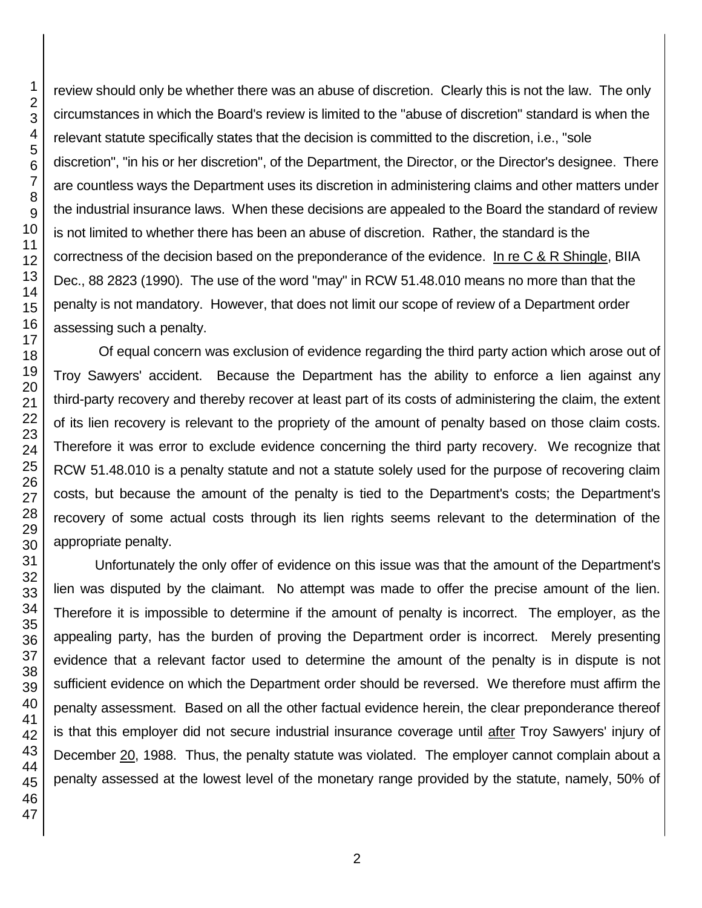review should only be whether there was an abuse of discretion. Clearly this is not the law. The only circumstances in which the Board's review is limited to the "abuse of discretion" standard is when the relevant statute specifically states that the decision is committed to the discretion, i.e., "sole discretion", "in his or her discretion", of the Department, the Director, or the Director's designee. There are countless ways the Department uses its discretion in administering claims and other matters under the industrial insurance laws. When these decisions are appealed to the Board the standard of review is not limited to whether there has been an abuse of discretion. Rather, the standard is the correctness of the decision based on the preponderance of the evidence. In re C & R Shingle, BIIA Dec., 88 2823 (1990). The use of the word "may" in RCW 51.48.010 means no more than that the penalty is not mandatory. However, that does not limit our scope of review of a Department order assessing such a penalty.

Of equal concern was exclusion of evidence regarding the third party action which arose out of Troy Sawyers' accident. Because the Department has the ability to enforce a lien against any third-party recovery and thereby recover at least part of its costs of administering the claim, the extent of its lien recovery is relevant to the propriety of the amount of penalty based on those claim costs. Therefore it was error to exclude evidence concerning the third party recovery. We recognize that RCW 51.48.010 is a penalty statute and not a statute solely used for the purpose of recovering claim costs, but because the amount of the penalty is tied to the Department's costs; the Department's recovery of some actual costs through its lien rights seems relevant to the determination of the appropriate penalty.

Unfortunately the only offer of evidence on this issue was that the amount of the Department's lien was disputed by the claimant. No attempt was made to offer the precise amount of the lien. Therefore it is impossible to determine if the amount of penalty is incorrect. The employer, as the appealing party, has the burden of proving the Department order is incorrect. Merely presenting evidence that a relevant factor used to determine the amount of the penalty is in dispute is not sufficient evidence on which the Department order should be reversed. We therefore must affirm the penalty assessment. Based on all the other factual evidence herein, the clear preponderance thereof is that this employer did not secure industrial insurance coverage until after Troy Sawyers' injury of December 20, 1988. Thus, the penalty statute was violated. The employer cannot complain about a penalty assessed at the lowest level of the monetary range provided by the statute, namely, 50% of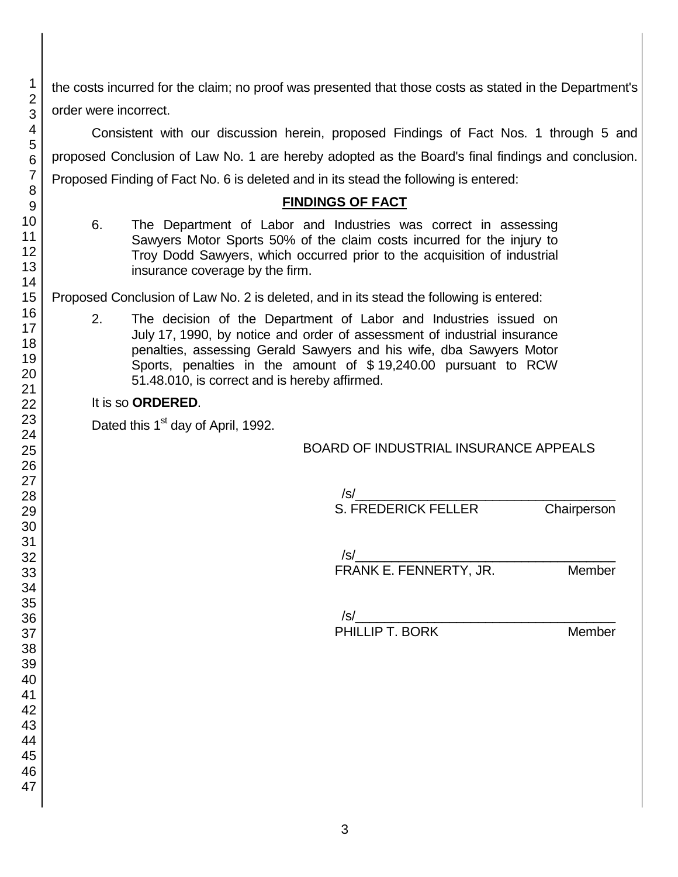the costs incurred for the claim; no proof was presented that those costs as stated in the Department's order were incorrect.

Consistent with our discussion herein, proposed Findings of Fact Nos. 1 through 5 and proposed Conclusion of Law No. 1 are hereby adopted as the Board's final findings and conclusion. Proposed Finding of Fact No. 6 is deleted and in its stead the following is entered:

## FINDINGS OF FACT

6. The Department of Labor and Industries was correct in assessing Sawyers Motor Sports 50% of the claim costs incurred for the injury to Troy Dodd Sawyers, which occurred prior to the acquisition of industrial insurance coverage by the firm.

Proposed Conclusion of Law No. 2 is deleted, and in its stead the following is entered:

2. The decision of the Department of Labor and Industries issued on July 17, 1990, by notice and order of assessment of industrial insurance penalties, assessing Gerald Sawyers and his wife, dba Sawyers Motor Sports, penalties in the amount of $ 19,240.00 pursuant to RCW 51.48.010, is correct and is hereby affirmed.

It is so **ORDERED**.

Dated this 1st day of April, 1992.

BOARD OF INDUSTRIAL INSURANCE APPEALS

/s/  
S. FREDERICK FELLER Chairperson

/s/  
FRANK E. FENNERTY, JR. Member

/s/  
PHILLIP T. BORK Member